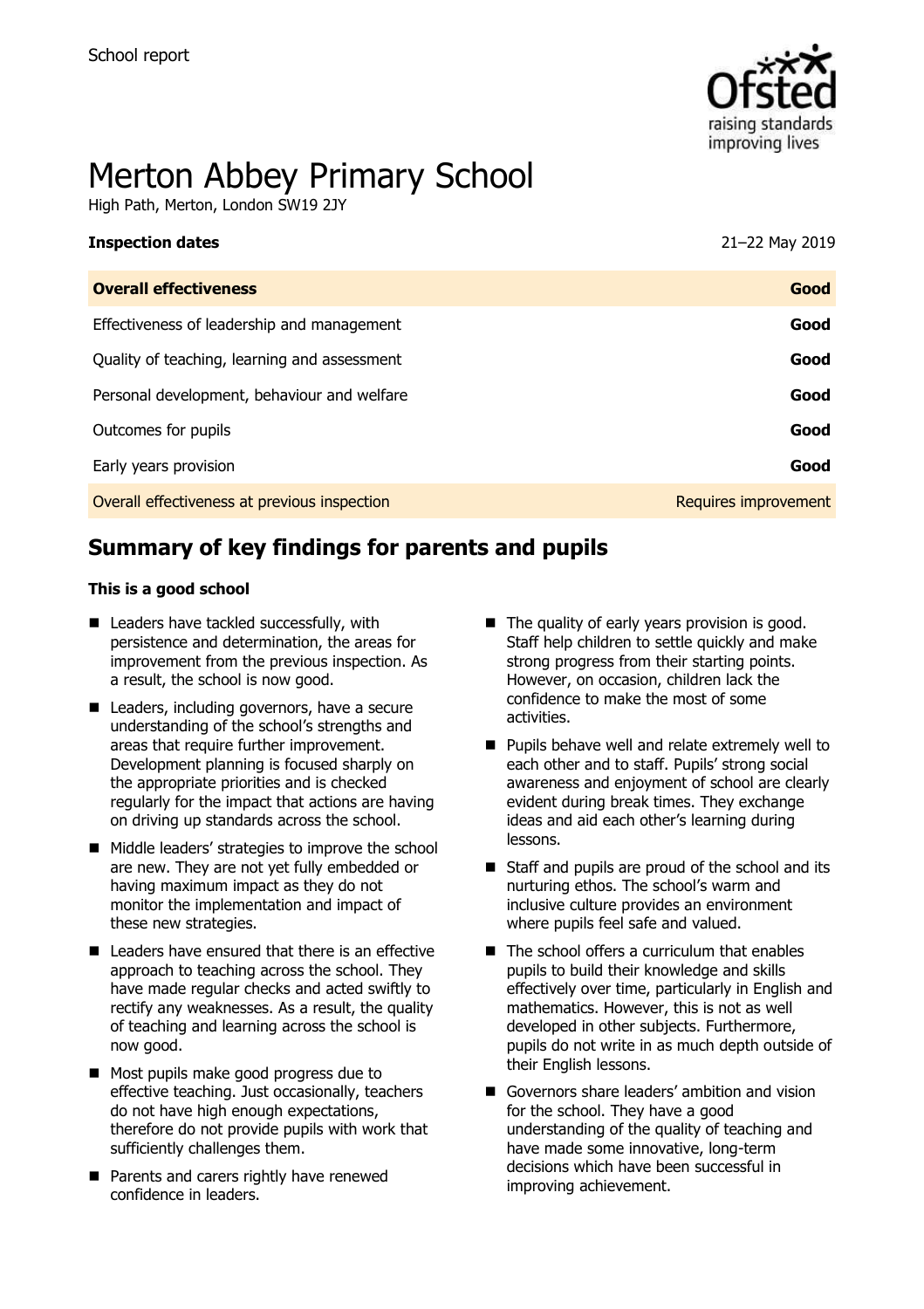School report

# Merton Abbey Primary School

High Path, Merton, London SW19 2JY

| **Inspection dates** | 21–22 May 2019 |
|---|---|
| **Overall effectiveness** | **Good** |
| Effectiveness of leadership and management | **Good** |
| Quality of teaching, learning and assessment | **Good** |
| Personal development, behaviour and welfare | **Good** |
| Outcomes for pupils | **Good** |
| Early years provision | **Good** |
| Overall effectiveness at previous inspection | Requires improvement |

## Summary of key findings for parents and pupils

**This is a good school**

- Leaders have tackled successfully, with persistence and determination, the areas for improvement from the previous inspection. As a result, the school is now good.
- Leaders, including governors, have a secure understanding of the school's strengths and areas that require further improvement. Development planning is focused sharply on the appropriate priorities and is checked regularly for the impact that actions are having on driving up standards across the school.
- Middle leaders' strategies to improve the school are new. They are not yet fully embedded or having maximum impact as they do not monitor the implementation and impact of these new strategies.
- Leaders have ensured that there is an effective approach to teaching across the school. They have made regular checks and acted swiftly to rectify any weaknesses. As a result, the quality of teaching and learning across the school is now good.
- Most pupils make good progress due to effective teaching. Just occasionally, teachers do not have high enough expectations, therefore do not provide pupils with work that sufficiently challenges them.
- Parents and carers rightly have renewed confidence in leaders.
- The quality of early years provision is good. Staff help children to settle quickly and make strong progress from their starting points. However, on occasion, children lack the confidence to make the most of some activities.
- Pupils behave well and relate extremely well to each other and to staff. Pupils' strong social awareness and enjoyment of school are clearly evident during break times. They exchange ideas and aid each other's learning during lessons.
- Staff and pupils are proud of the school and its nurturing ethos. The school's warm and inclusive culture provides an environment where pupils feel safe and valued.
- The school offers a curriculum that enables pupils to build their knowledge and skills effectively over time, particularly in English and mathematics. However, this is not as well developed in other subjects. Furthermore, pupils do not write in as much depth outside of their English lessons.
- Governors share leaders' ambition and vision for the school. They have a good understanding of the quality of teaching and have made some innovative, long-term decisions which have been successful in improving achievement.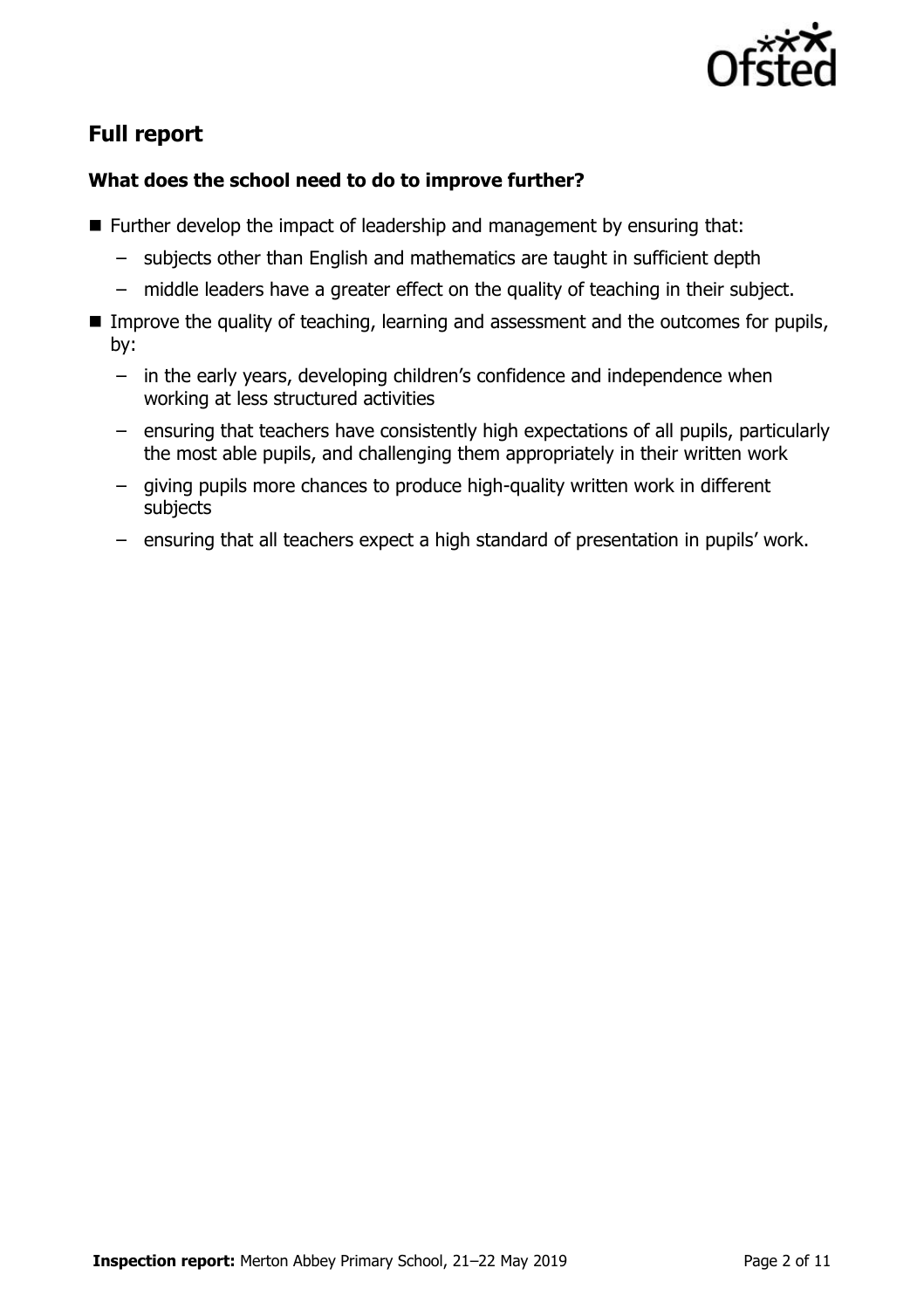## Full report

### What does the school need to do to improve further?

- Further develop the impact of leadership and management by ensuring that:
  - subjects other than English and mathematics are taught in sufficient depth
  - middle leaders have a greater effect on the quality of teaching in their subject.
- Improve the quality of teaching, learning and assessment and the outcomes for pupils, by:
  - in the early years, developing children's confidence and independence when working at less structured activities
  - ensuring that teachers have consistently high expectations of all pupils, particularly the most able pupils, and challenging them appropriately in their written work
  - giving pupils more chances to produce high-quality written work in different subjects
  - ensuring that all teachers expect a high standard of presentation in pupils' work.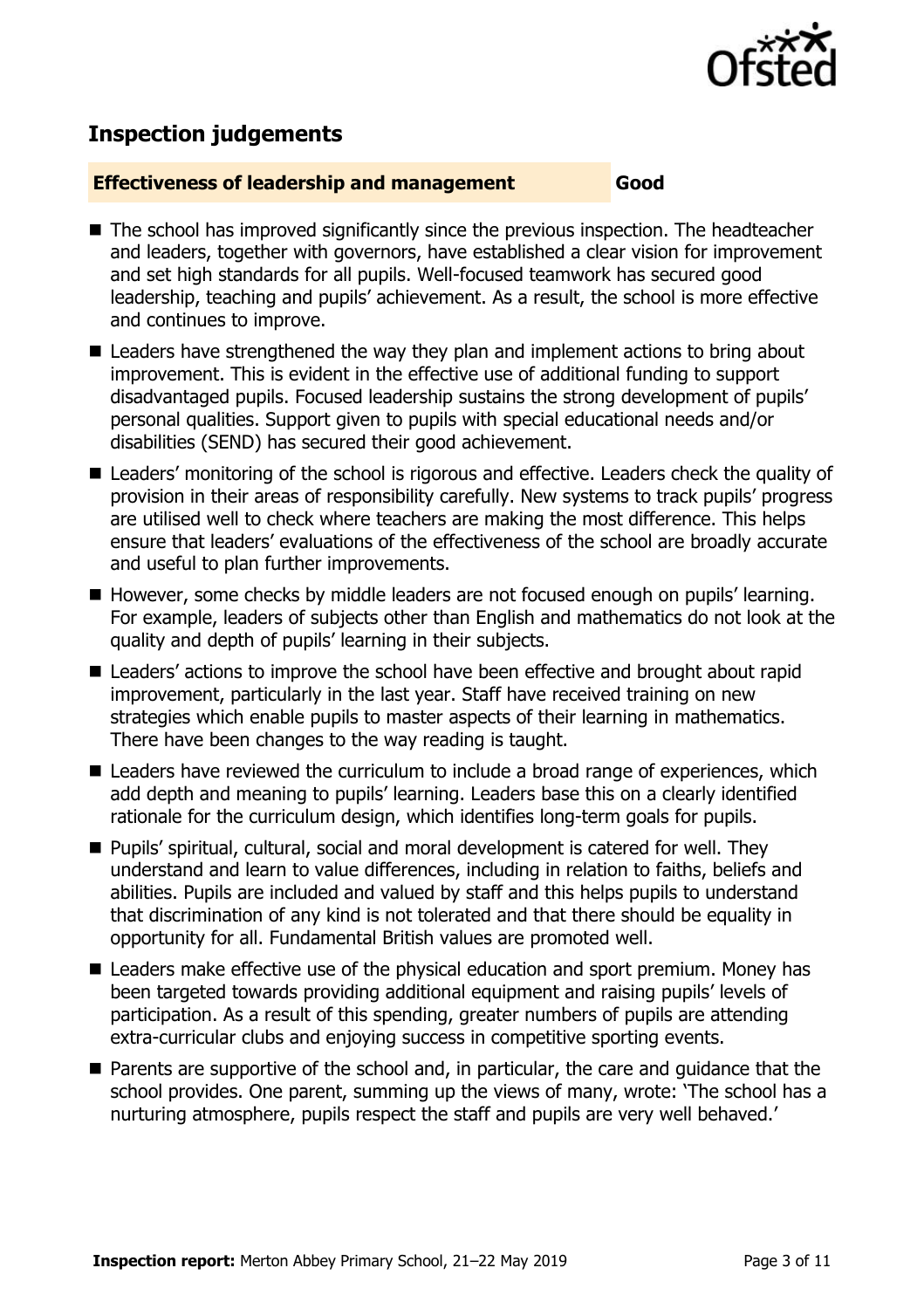## Inspection judgements

**Effectiveness of leadership and management** **Good**

- The school has improved significantly since the previous inspection. The headteacher and leaders, together with governors, have established a clear vision for improvement and set high standards for all pupils. Well-focused teamwork has secured good leadership, teaching and pupils' achievement. As a result, the school is more effective and continues to improve.
- Leaders have strengthened the way they plan and implement actions to bring about improvement. This is evident in the effective use of additional funding to support disadvantaged pupils. Focused leadership sustains the strong development of pupils' personal qualities. Support given to pupils with special educational needs and/or disabilities (SEND) has secured their good achievement.
- Leaders' monitoring of the school is rigorous and effective. Leaders check the quality of provision in their areas of responsibility carefully. New systems to track pupils' progress are utilised well to check where teachers are making the most difference. This helps ensure that leaders' evaluations of the effectiveness of the school are broadly accurate and useful to plan further improvements.
- However, some checks by middle leaders are not focused enough on pupils' learning. For example, leaders of subjects other than English and mathematics do not look at the quality and depth of pupils' learning in their subjects.
- Leaders' actions to improve the school have been effective and brought about rapid improvement, particularly in the last year. Staff have received training on new strategies which enable pupils to master aspects of their learning in mathematics. There have been changes to the way reading is taught.
- Leaders have reviewed the curriculum to include a broad range of experiences, which add depth and meaning to pupils' learning. Leaders base this on a clearly identified rationale for the curriculum design, which identifies long-term goals for pupils.
- Pupils' spiritual, cultural, social and moral development is catered for well. They understand and learn to value differences, including in relation to faiths, beliefs and abilities. Pupils are included and valued by staff and this helps pupils to understand that discrimination of any kind is not tolerated and that there should be equality in opportunity for all. Fundamental British values are promoted well.
- Leaders make effective use of the physical education and sport premium. Money has been targeted towards providing additional equipment and raising pupils' levels of participation. As a result of this spending, greater numbers of pupils are attending extra-curricular clubs and enjoying success in competitive sporting events.
- Parents are supportive of the school and, in particular, the care and guidance that the school provides. One parent, summing up the views of many, wrote: 'The school has a nurturing atmosphere, pupils respect the staff and pupils are very well behaved.'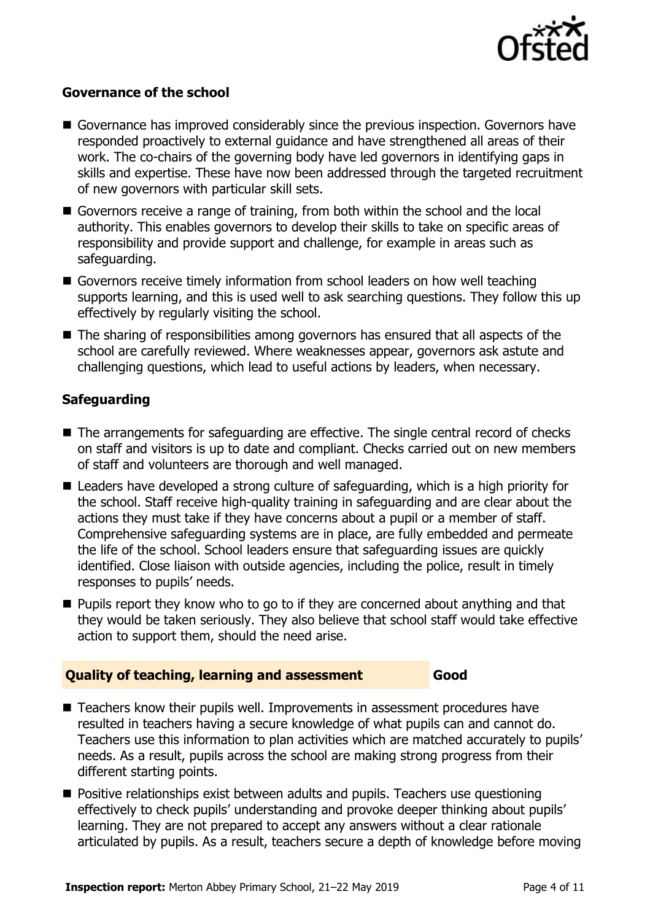### Governance of the school

- Governance has improved considerably since the previous inspection. Governors have responded proactively to external guidance and have strengthened all areas of their work. The co-chairs of the governing body have led governors in identifying gaps in skills and expertise. These have now been addressed through the targeted recruitment of new governors with particular skill sets.
- Governors receive a range of training, from both within the school and the local authority. This enables governors to develop their skills to take on specific areas of responsibility and provide support and challenge, for example in areas such as safeguarding.
- Governors receive timely information from school leaders on how well teaching supports learning, and this is used well to ask searching questions. They follow this up effectively by regularly visiting the school.
- The sharing of responsibilities among governors has ensured that all aspects of the school are carefully reviewed. Where weaknesses appear, governors ask astute and challenging questions, which lead to useful actions by leaders, when necessary.

### Safeguarding

- The arrangements for safeguarding are effective. The single central record of checks on staff and visitors is up to date and compliant. Checks carried out on new members of staff and volunteers are thorough and well managed.
- Leaders have developed a strong culture of safeguarding, which is a high priority for the school. Staff receive high-quality training in safeguarding and are clear about the actions they must take if they have concerns about a pupil or a member of staff. Comprehensive safeguarding systems are in place, are fully embedded and permeate the life of the school. School leaders ensure that safeguarding issues are quickly identified. Close liaison with outside agencies, including the police, result in timely responses to pupils' needs.
- Pupils report they know who to go to if they are concerned about anything and that they would be taken seriously. They also believe that school staff would take effective action to support them, should the need arise.

## Quality of teaching, learning and assessment — Good

- Teachers know their pupils well. Improvements in assessment procedures have resulted in teachers having a secure knowledge of what pupils can and cannot do. Teachers use this information to plan activities which are matched accurately to pupils' needs. As a result, pupils across the school are making strong progress from their different starting points.
- Positive relationships exist between adults and pupils. Teachers use questioning effectively to check pupils' understanding and provoke deeper thinking about pupils' learning. They are not prepared to accept any answers without a clear rationale articulated by pupils. As a result, teachers secure a depth of knowledge before moving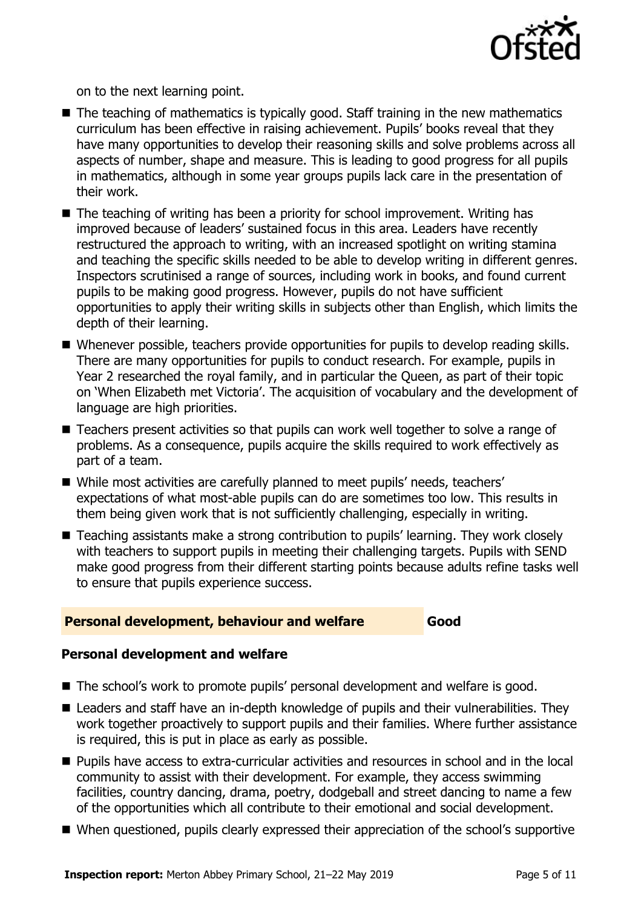on to the next learning point.

- The teaching of mathematics is typically good. Staff training in the new mathematics curriculum has been effective in raising achievement. Pupils' books reveal that they have many opportunities to develop their reasoning skills and solve problems across all aspects of number, shape and measure. This is leading to good progress for all pupils in mathematics, although in some year groups pupils lack care in the presentation of their work.
- The teaching of writing has been a priority for school improvement. Writing has improved because of leaders' sustained focus in this area. Leaders have recently restructured the approach to writing, with an increased spotlight on writing stamina and teaching the specific skills needed to be able to develop writing in different genres. Inspectors scrutinised a range of sources, including work in books, and found current pupils to be making good progress. However, pupils do not have sufficient opportunities to apply their writing skills in subjects other than English, which limits the depth of their learning.
- Whenever possible, teachers provide opportunities for pupils to develop reading skills. There are many opportunities for pupils to conduct research. For example, pupils in Year 2 researched the royal family, and in particular the Queen, as part of their topic on 'When Elizabeth met Victoria'. The acquisition of vocabulary and the development of language are high priorities.
- Teachers present activities so that pupils can work well together to solve a range of problems. As a consequence, pupils acquire the skills required to work effectively as part of a team.
- While most activities are carefully planned to meet pupils' needs, teachers' expectations of what most-able pupils can do are sometimes too low. This results in them being given work that is not sufficiently challenging, especially in writing.
- Teaching assistants make a strong contribution to pupils' learning. They work closely with teachers to support pupils in meeting their challenging targets. Pupils with SEND make good progress from their different starting points because adults refine tasks well to ensure that pupils experience success.

## Personal development, behaviour and welfare — Good

### Personal development and welfare

- The school's work to promote pupils' personal development and welfare is good.
- Leaders and staff have an in-depth knowledge of pupils and their vulnerabilities. They work together proactively to support pupils and their families. Where further assistance is required, this is put in place as early as possible.
- Pupils have access to extra-curricular activities and resources in school and in the local community to assist with their development. For example, they access swimming facilities, country dancing, drama, poetry, dodgeball and street dancing to name a few of the opportunities which all contribute to their emotional and social development.
- When questioned, pupils clearly expressed their appreciation of the school's supportive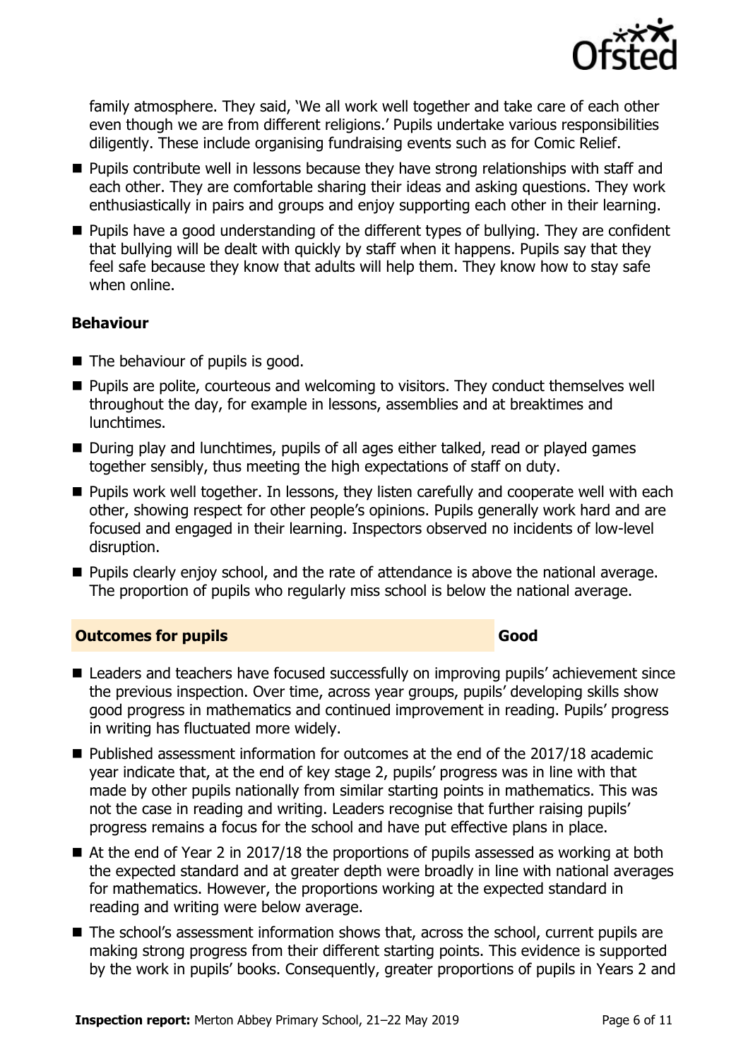family atmosphere. They said, 'We all work well together and take care of each other even though we are from different religions.' Pupils undertake various responsibilities diligently. These include organising fundraising events such as for Comic Relief.

- Pupils contribute well in lessons because they have strong relationships with staff and each other. They are comfortable sharing their ideas and asking questions. They work enthusiastically in pairs and groups and enjoy supporting each other in their learning.
- Pupils have a good understanding of the different types of bullying. They are confident that bullying will be dealt with quickly by staff when it happens. Pupils say that they feel safe because they know that adults will help them. They know how to stay safe when online.

### Behaviour

- The behaviour of pupils is good.
- Pupils are polite, courteous and welcoming to visitors. They conduct themselves well throughout the day, for example in lessons, assemblies and at breaktimes and lunchtimes.
- During play and lunchtimes, pupils of all ages either talked, read or played games together sensibly, thus meeting the high expectations of staff on duty.
- Pupils work well together. In lessons, they listen carefully and cooperate well with each other, showing respect for other people's opinions. Pupils generally work hard and are focused and engaged in their learning. Inspectors observed no incidents of low-level disruption.
- Pupils clearly enjoy school, and the rate of attendance is above the national average. The proportion of pupils who regularly miss school is below the national average.

## Outcomes for pupils — Good

- Leaders and teachers have focused successfully on improving pupils' achievement since the previous inspection. Over time, across year groups, pupils' developing skills show good progress in mathematics and continued improvement in reading. Pupils' progress in writing has fluctuated more widely.
- Published assessment information for outcomes at the end of the 2017/18 academic year indicate that, at the end of key stage 2, pupils' progress was in line with that made by other pupils nationally from similar starting points in mathematics. This was not the case in reading and writing. Leaders recognise that further raising pupils' progress remains a focus for the school and have put effective plans in place.
- At the end of Year 2 in 2017/18 the proportions of pupils assessed as working at both the expected standard and at greater depth were broadly in line with national averages for mathematics. However, the proportions working at the expected standard in reading and writing were below average.
- The school's assessment information shows that, across the school, current pupils are making strong progress from their different starting points. This evidence is supported by the work in pupils' books. Consequently, greater proportions of pupils in Years 2 and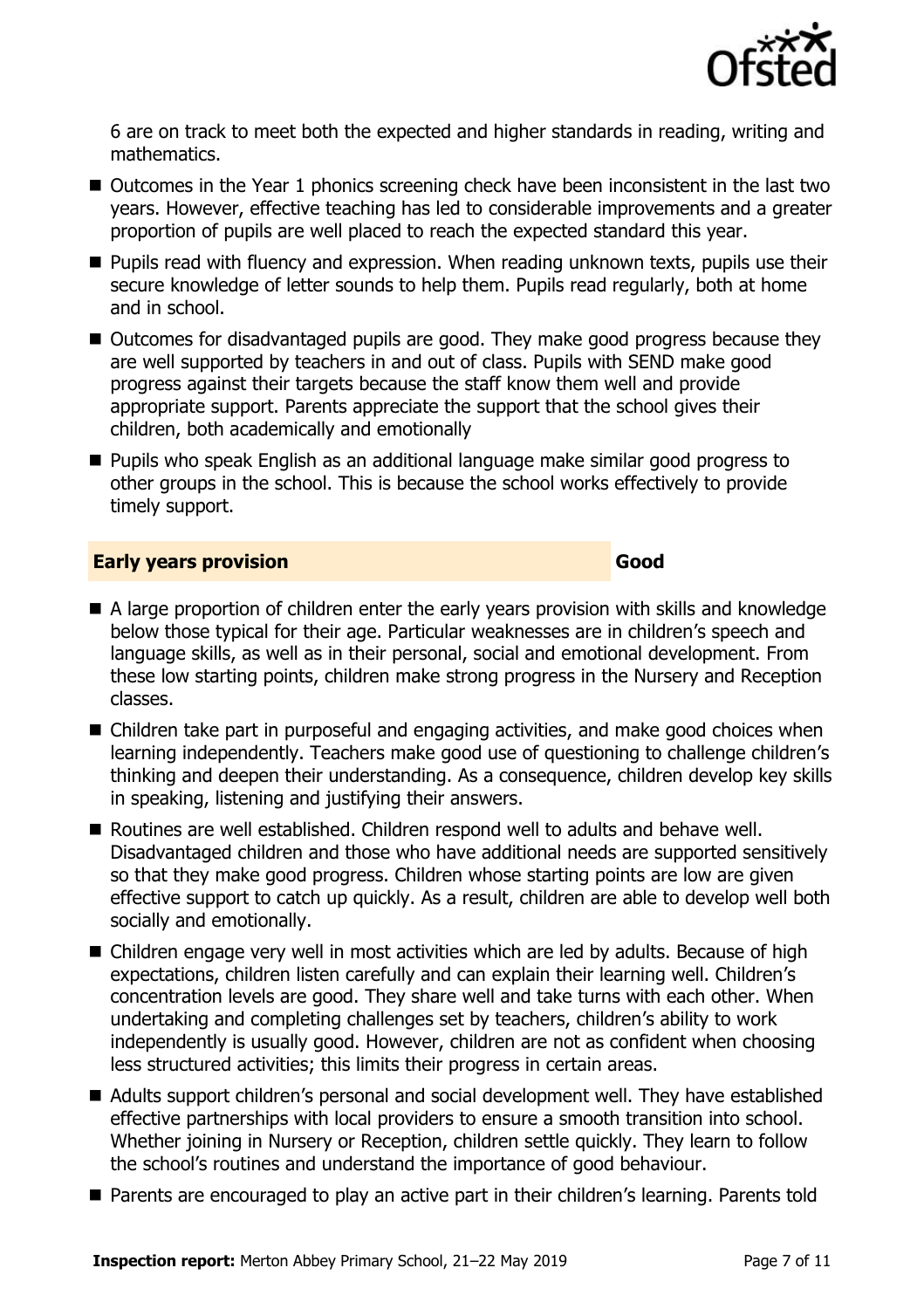6 are on track to meet both the expected and higher standards in reading, writing and mathematics.

- Outcomes in the Year 1 phonics screening check have been inconsistent in the last two years. However, effective teaching has led to considerable improvements and a greater proportion of pupils are well placed to reach the expected standard this year.
- Pupils read with fluency and expression. When reading unknown texts, pupils use their secure knowledge of letter sounds to help them. Pupils read regularly, both at home and in school.
- Outcomes for disadvantaged pupils are good. They make good progress because they are well supported by teachers in and out of class. Pupils with SEND make good progress against their targets because the staff know them well and provide appropriate support. Parents appreciate the support that the school gives their children, both academically and emotionally
- Pupils who speak English as an additional language make similar good progress to other groups in the school. This is because the school works effectively to provide timely support.

## Early years provision — Good

- A large proportion of children enter the early years provision with skills and knowledge below those typical for their age. Particular weaknesses are in children's speech and language skills, as well as in their personal, social and emotional development. From these low starting points, children make strong progress in the Nursery and Reception classes.
- Children take part in purposeful and engaging activities, and make good choices when learning independently. Teachers make good use of questioning to challenge children's thinking and deepen their understanding. As a consequence, children develop key skills in speaking, listening and justifying their answers.
- Routines are well established. Children respond well to adults and behave well. Disadvantaged children and those who have additional needs are supported sensitively so that they make good progress. Children whose starting points are low are given effective support to catch up quickly. As a result, children are able to develop well both socially and emotionally.
- Children engage very well in most activities which are led by adults. Because of high expectations, children listen carefully and can explain their learning well. Children's concentration levels are good. They share well and take turns with each other. When undertaking and completing challenges set by teachers, children's ability to work independently is usually good. However, children are not as confident when choosing less structured activities; this limits their progress in certain areas.
- Adults support children's personal and social development well. They have established effective partnerships with local providers to ensure a smooth transition into school. Whether joining in Nursery or Reception, children settle quickly. They learn to follow the school's routines and understand the importance of good behaviour.
- Parents are encouraged to play an active part in their children's learning. Parents told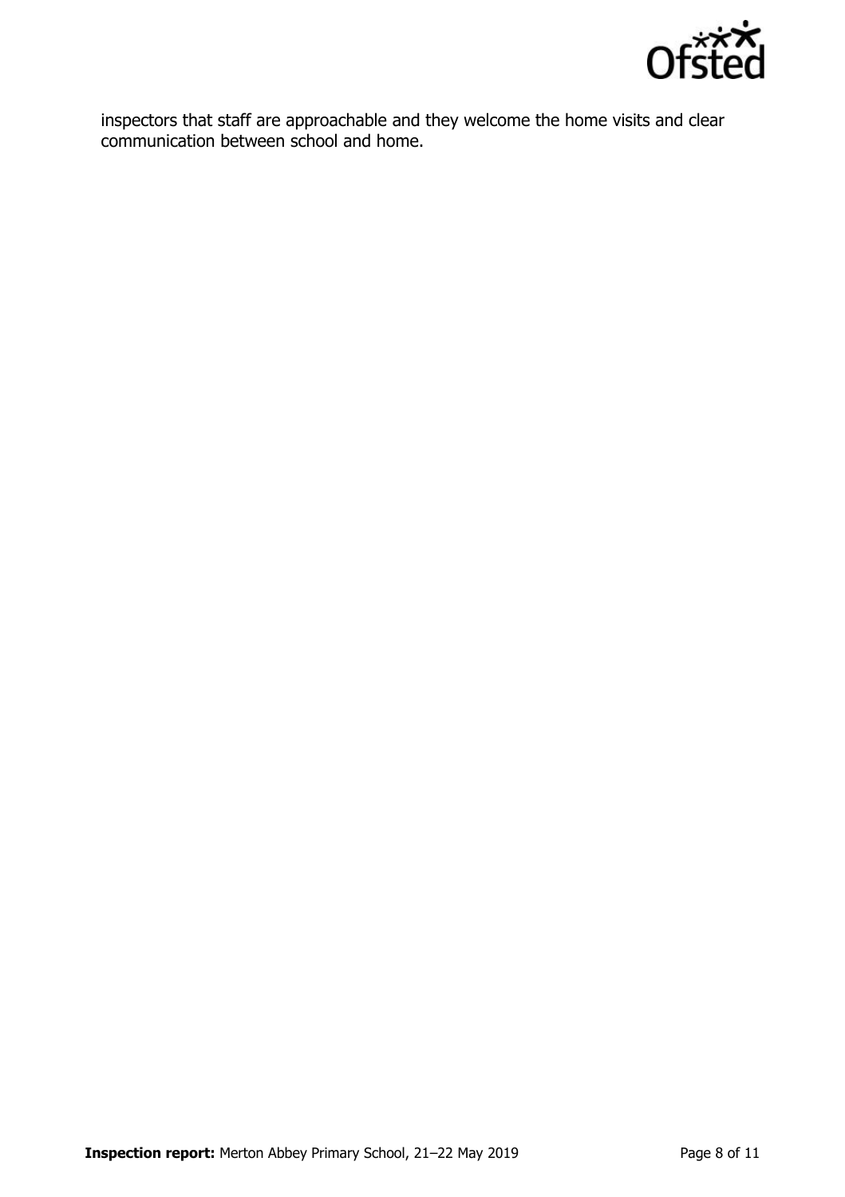inspectors that staff are approachable and they welcome the home visits and clear communication between school and home.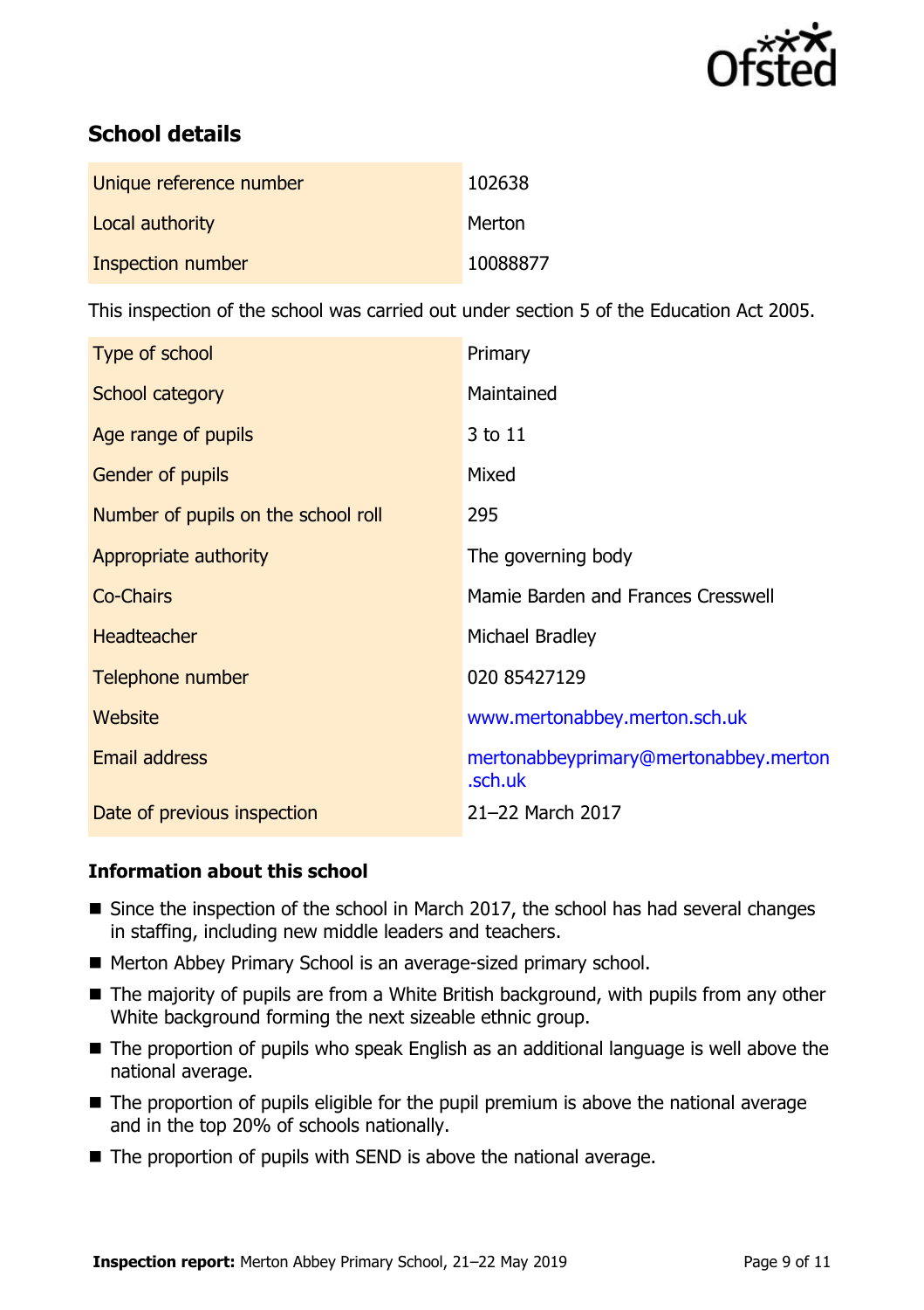## School details

| | |
|---|---|
| Unique reference number | 102638 |
| Local authority | Merton |
| Inspection number | 10088877 |

This inspection of the school was carried out under section 5 of the Education Act 2005.

| | |
|---|---|
| Type of school | Primary |
| School category | Maintained |
| Age range of pupils | 3 to 11 |
| Gender of pupils | Mixed |
| Number of pupils on the school roll | 295 |
| Appropriate authority | The governing body |
| Co-Chairs | Mamie Barden and Frances Cresswell |
| Headteacher | Michael Bradley |
| Telephone number | 020 85427129 |
| Website | www.mertonabbey.merton.sch.uk |
| Email address | mertonabbeyprimary@mertonabbey.merton.sch.uk |
| Date of previous inspection | 21–22 March 2017 |

### Information about this school

- Since the inspection of the school in March 2017, the school has had several changes in staffing, including new middle leaders and teachers.
- Merton Abbey Primary School is an average-sized primary school.
- The majority of pupils are from a White British background, with pupils from any other White background forming the next sizeable ethnic group.
- The proportion of pupils who speak English as an additional language is well above the national average.
- The proportion of pupils eligible for the pupil premium is above the national average and in the top 20% of schools nationally.
- The proportion of pupils with SEND is above the national average.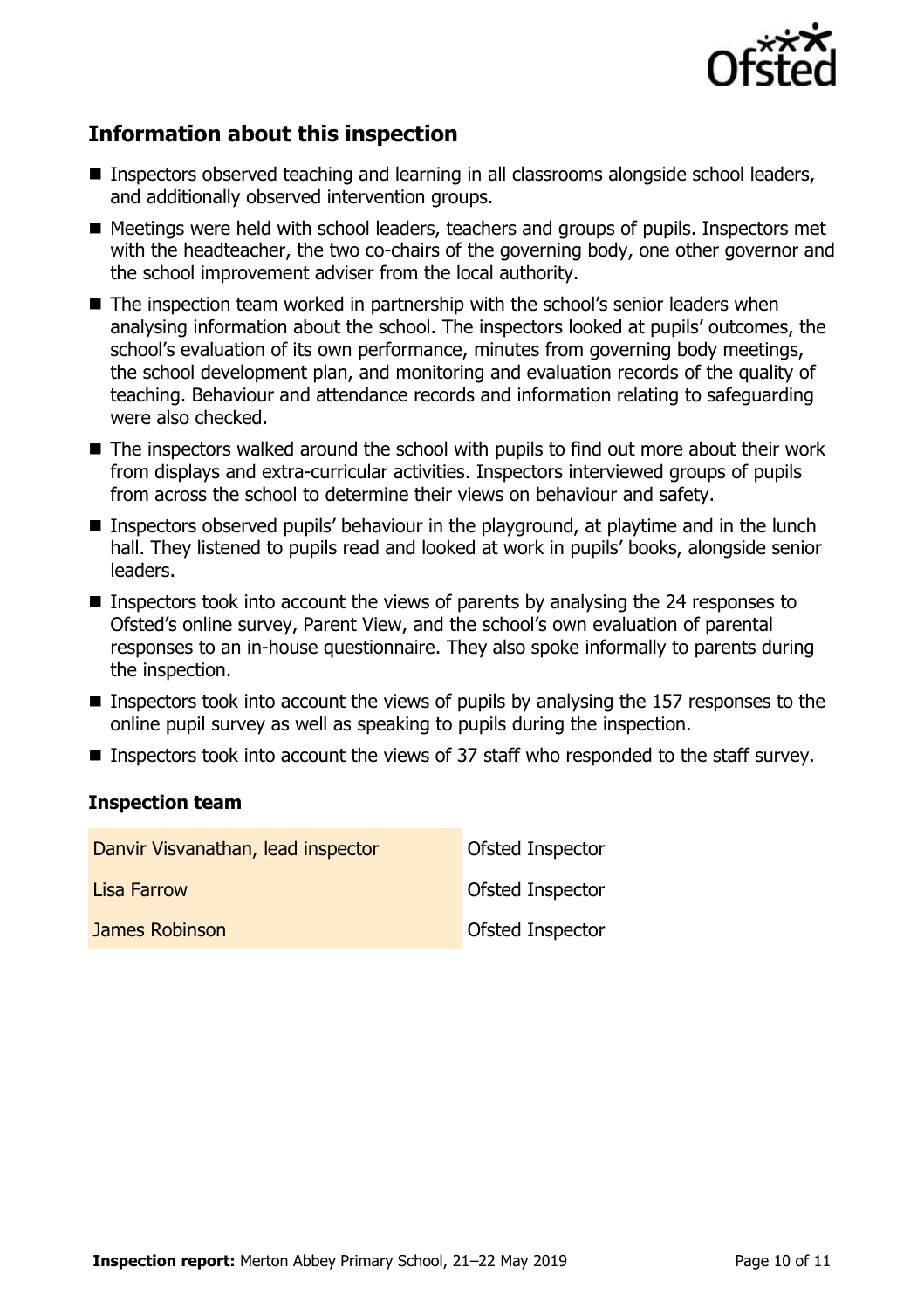## Information about this inspection

- Inspectors observed teaching and learning in all classrooms alongside school leaders, and additionally observed intervention groups.
- Meetings were held with school leaders, teachers and groups of pupils. Inspectors met with the headteacher, the two co-chairs of the governing body, one other governor and the school improvement adviser from the local authority.
- The inspection team worked in partnership with the school's senior leaders when analysing information about the school. The inspectors looked at pupils' outcomes, the school's evaluation of its own performance, minutes from governing body meetings, the school development plan, and monitoring and evaluation records of the quality of teaching. Behaviour and attendance records and information relating to safeguarding were also checked.
- The inspectors walked around the school with pupils to find out more about their work from displays and extra-curricular activities. Inspectors interviewed groups of pupils from across the school to determine their views on behaviour and safety.
- Inspectors observed pupils' behaviour in the playground, at playtime and in the lunch hall. They listened to pupils read and looked at work in pupils' books, alongside senior leaders.
- Inspectors took into account the views of parents by analysing the 24 responses to Ofsted's online survey, Parent View, and the school's own evaluation of parental responses to an in-house questionnaire. They also spoke informally to parents during the inspection.
- Inspectors took into account the views of pupils by analysing the 157 responses to the online pupil survey as well as speaking to pupils during the inspection.
- Inspectors took into account the views of 37 staff who responded to the staff survey.

### Inspection team

| | |
|---|---|
| Danvir Visvanathan, lead inspector | Ofsted Inspector |
| Lisa Farrow | Ofsted Inspector |
| James Robinson | Ofsted Inspector |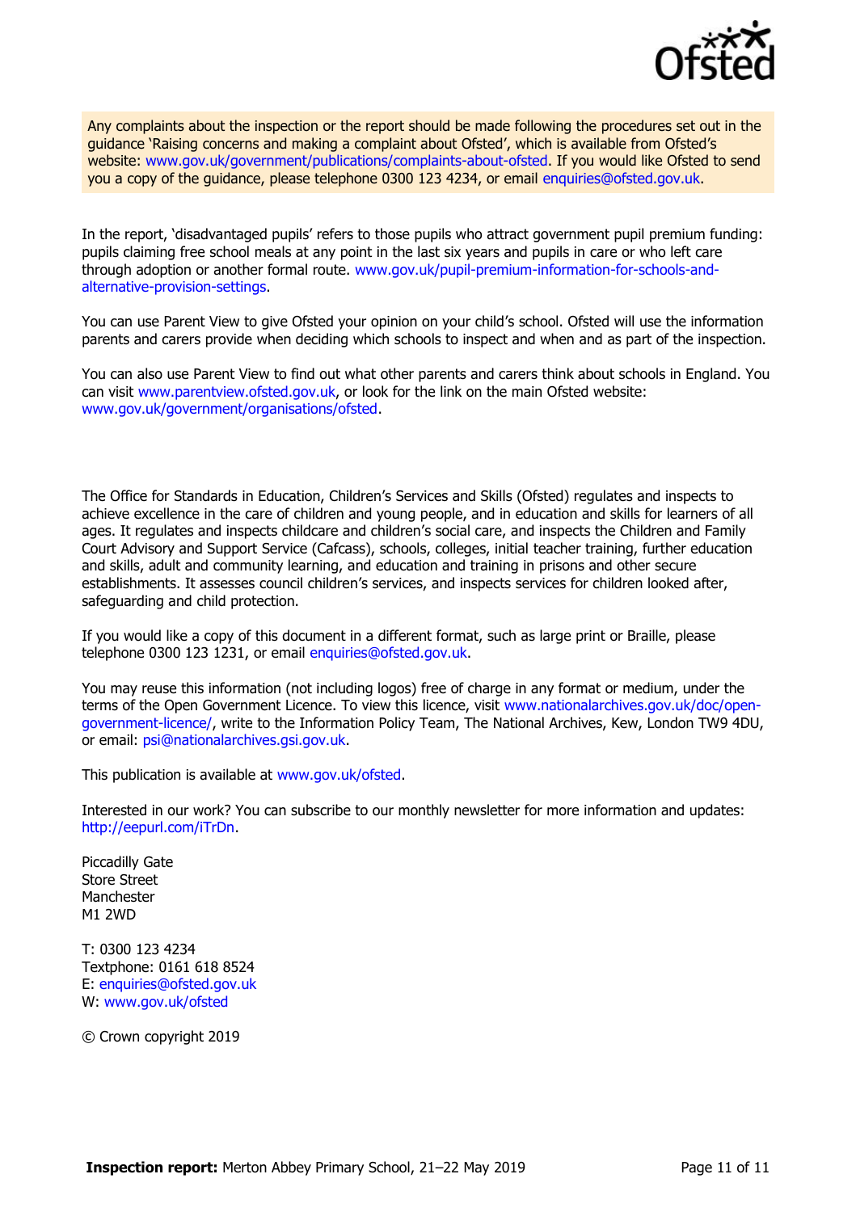Any complaints about the inspection or the report should be made following the procedures set out in the guidance 'Raising concerns and making a complaint about Ofsted', which is available from Ofsted's website: www.gov.uk/government/publications/complaints-about-ofsted. If you would like Ofsted to send you a copy of the guidance, please telephone 0300 123 4234, or email enquiries@ofsted.gov.uk.

In the report, 'disadvantaged pupils' refers to those pupils who attract government pupil premium funding: pupils claiming free school meals at any point in the last six years and pupils in care or who left care through adoption or another formal route. www.gov.uk/pupil-premium-information-for-schools-and-alternative-provision-settings.

You can use Parent View to give Ofsted your opinion on your child's school. Ofsted will use the information parents and carers provide when deciding which schools to inspect and when and as part of the inspection.

You can also use Parent View to find out what other parents and carers think about schools in England. You can visit www.parentview.ofsted.gov.uk, or look for the link on the main Ofsted website: www.gov.uk/government/organisations/ofsted.

The Office for Standards in Education, Children's Services and Skills (Ofsted) regulates and inspects to achieve excellence in the care of children and young people, and in education and skills for learners of all ages. It regulates and inspects childcare and children's social care, and inspects the Children and Family Court Advisory and Support Service (Cafcass), schools, colleges, initial teacher training, further education and skills, adult and community learning, and education and training in prisons and other secure establishments. It assesses council children's services, and inspects services for children looked after, safeguarding and child protection.

If you would like a copy of this document in a different format, such as large print or Braille, please telephone 0300 123 1231, or email enquiries@ofsted.gov.uk.

You may reuse this information (not including logos) free of charge in any format or medium, under the terms of the Open Government Licence. To view this licence, visit www.nationalarchives.gov.uk/doc/open-government-licence/, write to the Information Policy Team, The National Archives, Kew, London TW9 4DU, or email: psi@nationalarchives.gsi.gov.uk.

This publication is available at www.gov.uk/ofsted.

Interested in our work? You can subscribe to our monthly newsletter for more information and updates: http://eepurl.com/iTrDn.

Piccadilly Gate
Store Street
Manchester
M1 2WD

T: 0300 123 4234
Textphone: 0161 618 8524
E: enquiries@ofsted.gov.uk
W: www.gov.uk/ofsted

© Crown copyright 2019